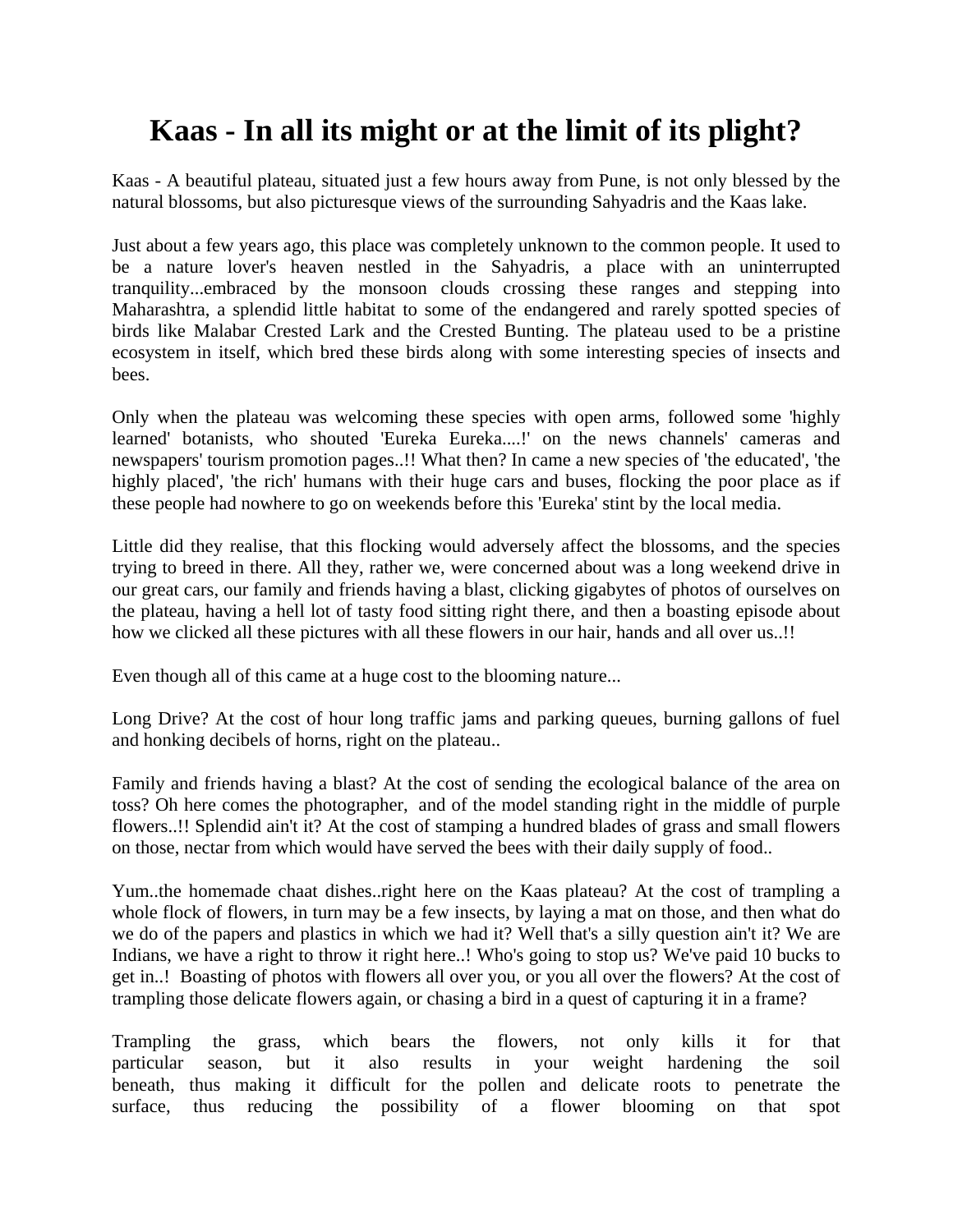# Kaas - In all its might or at the limit of its plight?

Kaas - A beautiful plateau, situated just a few hours away from Pune, is not only blessed by the natural blossoms, but also picturesque views of the surrounding Sahyadris and the Kaas lake.

Just about a few years ago, this place was completely unknown to the common people. It used to be a nature lover's heaven nestled in the Sahyadris, a place with an uninterrupted tranquility...embraced by the monsoon clouds crossing these ranges and stepping into Maharashtra, a splendid little habitat to some of the endangered and rarely spotted species of birds like Malabar Crested Lark and the Crested Bunting. The plateau used to be a pristine ecosystem in itself, which bred these birds along with some interesting species of insects and bees.

Only when the plateau was welcoming these species with open arms, followed some 'highly learned' botanists, who shouted 'Eureka Eureka....!' on the news channels' cameras and newspapers' tourism promotion pages..!! What then? In came a new species of 'the educated', 'the highly placed', 'the rich' humans with their huge cars and buses, flocking the poor place as if these people had nowhere to go on weekends before this 'Eureka' stint by the local media.

Little did they realise, that this flocking would adversely affect the blossoms, and the species trying to breed in there. All they, rather we, were concerned about was a long weekend drive in our great cars, our family and friends having a blast, clicking gigabytes of photos of ourselves on the plateau, having a hell lot of tasty food sitting right there, and then a boasting episode about how we clicked all these pictures with all these flowers in our hair, hands and all over us..!!

Even though all of this came at a huge cost to the blooming nature...

Long Drive? At the cost of hour long traffic jams and parking queues, burning gallons of fuel and honking decibels of horns, right on the plateau..

Family and friends having a blast? At the cost of sending the ecological balance of the area on toss? Oh here comes the photographer, and of the model standing right in the middle of purple flowers..!! Splendid ain't it? At the cost of stamping a hundred blades of grass and small flowers on those, nectar from which would have served the bees with their daily supply of food..

Yum..the homemade chaat dishes..right here on the Kaas plateau? At the cost of trampling a whole flock of flowers, in turn may be a few insects, by laying a mat on those, and then what do we do of the papers and plastics in which we had it? Well that's a silly question ain't it? We are Indians, we have a right to throw it right here..! Who's going to stop us? We've paid 10 bucks to get in..! Boasting of photos with flowers all over you, or you all over the flowers? At the cost of trampling those delicate flowers again, or chasing a bird in a quest of capturing it in a frame?

Trampling the grass, which bears the flowers, not only kills it for that particular season, but it also results in your weight hardening the soil beneath, thus making it difficult for the pollen and delicate roots to penetrate the surface, thus reducing the possibility of a flower blooming on that spot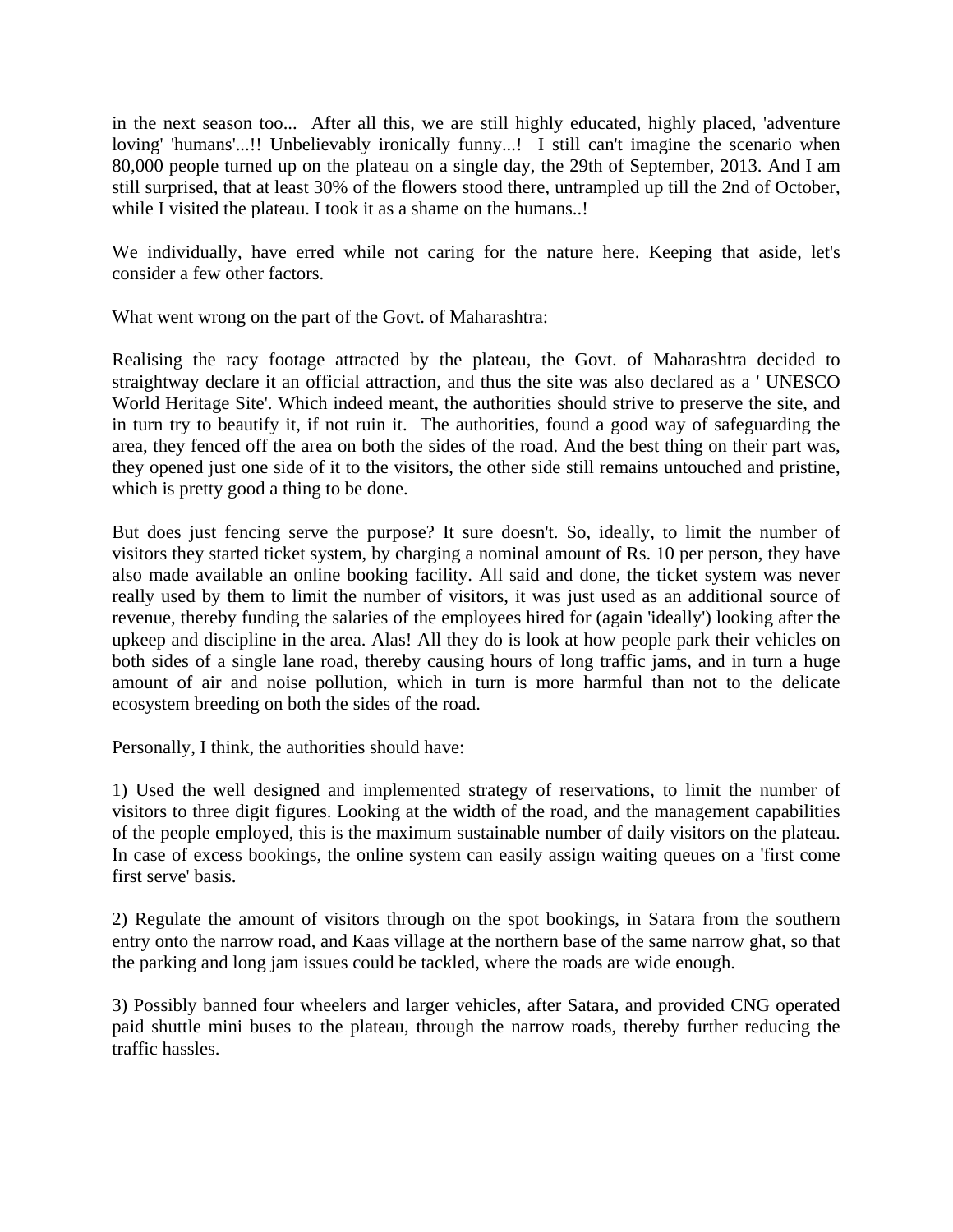in the next season too... After all this, we are still highly educated, highly placed, 'adventure loving' 'humans'...!! Unbelievably ironically funny...! I still can't imagine the scenario when 80,000 people turned up on the plateau on a single day, the 29th of September, 2013. And I am still surprised, that at least 30% of the flowers stood there, untrampled up till the 2nd of October, while I visited the plateau. I took it as a shame on the humans..!

We individually, have erred while not caring for the nature here. Keeping that aside, let's consider a few other factors.

What went wrong on the part of the Govt. of Maharashtra:

Realising the racy footage attracted by the plateau, the Govt. of Maharashtra decided to straightway declare it an official attraction, and thus the site was also declared as a ' UNESCO World Heritage Site'. Which indeed meant, the authorities should strive to preserve the site, and in turn try to beautify it, if not ruin it. The authorities, found a good way of safeguarding the area, they fenced off the area on both the sides of the road. And the best thing on their part was, they opened just one side of it to the visitors, the other side still remains untouched and pristine, which is pretty good a thing to be done.

But does just fencing serve the purpose? It sure doesn't. So, ideally, to limit the number of visitors they started ticket system, by charging a nominal amount of Rs. 10 per person, they have also made available an online booking facility. All said and done, the ticket system was never really used by them to limit the number of visitors, it was just used as an additional source of revenue, thereby funding the salaries of the employees hired for (again 'ideally') looking after the upkeep and discipline in the area. Alas! All they do is look at how people park their vehicles on both sides of a single lane road, thereby causing hours of long traffic jams, and in turn a huge amount of air and noise pollution, which in turn is more harmful than not to the delicate ecosystem breeding on both the sides of the road.

Personally, I think, the authorities should have:

1) Used the well designed and implemented strategy of reservations, to limit the number of visitors to three digit figures. Looking at the width of the road, and the management capabilities of the people employed, this is the maximum sustainable number of daily visitors on the plateau. In case of excess bookings, the online system can easily assign waiting queues on a 'first come first serve' basis.

2) Regulate the amount of visitors through on the spot bookings, in Satara from the southern entry onto the narrow road, and Kaas village at the northern base of the same narrow ghat, so that the parking and long jam issues could be tackled, where the roads are wide enough.

3) Possibly banned four wheelers and larger vehicles, after Satara, and provided CNG operated paid shuttle mini buses to the plateau, through the narrow roads, thereby further reducing the traffic hassles.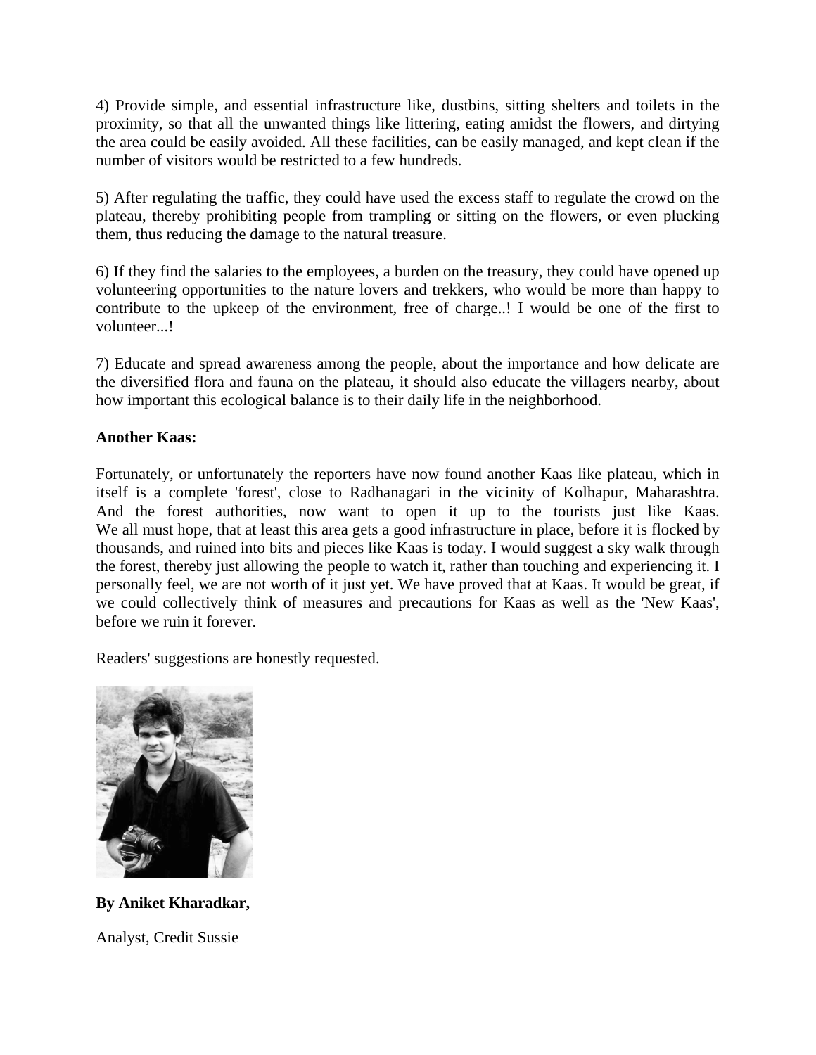4) Provide simple, and essential infrastructure like, dustbins, sitting shelters and toilets in the proximity, so that all the unwanted things like littering, eating amidst the flowers, and dirtying the area could be easily avoided. All these facilities, can be easily managed, and kept clean if the number of visitors would be restricted to a few hundreds.

5) After regulating the traffic, they could have used the excess staff to regulate the crowd on the plateau, thereby prohibiting people from trampling or sitting on the flowers, or even plucking them, thus reducing the damage to the natural treasure.

6) If they find the salaries to the employees, a burden on the treasury, they could have opened up volunteering opportunities to the nature lovers and trekkers, who would be more than happy to contribute to the upkeep of the environment, free of charge..! I would be one of the first to volunteer...!

7) Educate and spread awareness among the people, about the importance and how delicate are the diversified flora and fauna on the plateau, it should also educate the villagers nearby, about how important this ecological balance is to their daily life in the neighborhood.

**Another Kaas:**

Fortunately, or unfortunately the reporters have now found another Kaas like plateau, which in itself is a complete 'forest', close to Radhanagari in the vicinity of Kolhapur, Maharashtra. And the forest authorities, now want to open it up to the tourists just like Kaas. We all must hope, that at least this area gets a good infrastructure in place, before it is flocked by thousands, and ruined into bits and pieces like Kaas is today. I would suggest a sky walk through the forest, thereby just allowing the people to watch it, rather than touching and experiencing it. I personally feel, we are not worth of it just yet. We have proved that at Kaas. It would be great, if we could collectively think of measures and precautions for Kaas as well as the 'New Kaas', before we ruin it forever.

Readers' suggestions are honestly requested.

**By Aniket Kharadkar,**

Analyst, Credit Sussie